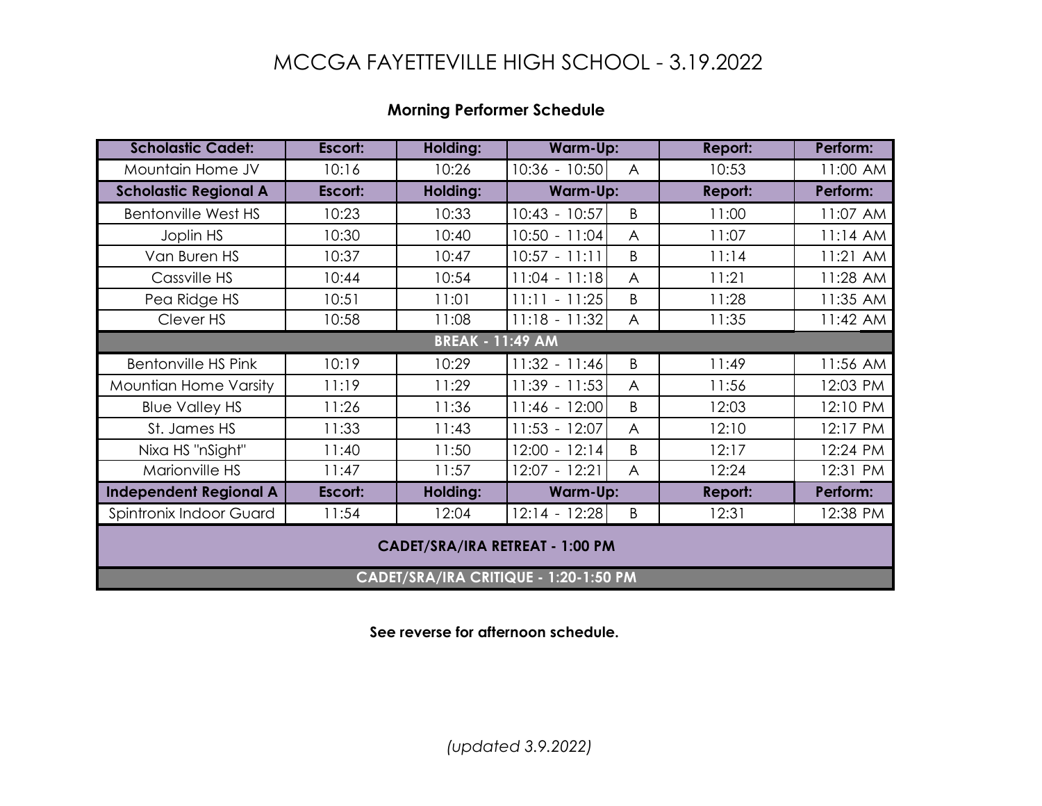# MCCGA FAYETTEVILLE HIGH SCHOOL - 3.19.2022

**Morning Performer Schedule**

| Scholastic Cadet: | Escort: | Holding: | Warm-Up: | | Report: | Perform: |
|---|---|---|---|---|---|---|
| Mountain Home JV | 10:16 | 10:26 | 10:36 - 10:50 | A | 10:53 | 11:00 AM |
| **Scholastic Regional A** | **Escort:** | **Holding:** | **Warm-Up:** | | **Report:** | **Perform:** |
| Bentonville West HS | 10:23 | 10:33 | 10:43 - 10:57 | B | 11:00 | 11:07 AM |
| Joplin HS | 10:30 | 10:40 | 10:50 - 11:04 | A | 11:07 | 11:14 AM |
| Van Buren HS | 10:37 | 10:47 | 10:57 - 11:11 | B | 11:14 | 11:21 AM |
| Cassville HS | 10:44 | 10:54 | 11:04 - 11:18 | A | 11:21 | 11:28 AM |
| Pea Ridge HS | 10:51 | 11:01 | 11:11 - 11:25 | B | 11:28 | 11:35 AM |
| Clever HS | 10:58 | 11:08 | 11:18 - 11:32 | A | 11:35 | 11:42 AM |
| **BREAK - 11:49 AM** | | | | | | |
| Bentonville HS Pink | 10:19 | 10:29 | 11:32 - 11:46 | B | 11:49 | 11:56 AM |
| Mountian Home Varsity | 11:19 | 11:29 | 11:39 - 11:53 | A | 11:56 | 12:03 PM |
| Blue Valley HS | 11:26 | 11:36 | 11:46 - 12:00 | B | 12:03 | 12:10 PM |
| St. James HS | 11:33 | 11:43 | 11:53 - 12:07 | A | 12:10 | 12:17 PM |
| Nixa HS "nSight" | 11:40 | 11:50 | 12:00 - 12:14 | B | 12:17 | 12:24 PM |
| Marionville HS | 11:47 | 11:57 | 12:07 - 12:21 | A | 12:24 | 12:31 PM |
| **Independent Regional A** | **Escort:** | **Holding:** | **Warm-Up:** | | **Report:** | **Perform:** |
| Spintronix Indoor Guard | 11:54 | 12:04 | 12:14 - 12:28 | B | 12:31 | 12:38 PM |
| **CADET/SRA/IRA RETREAT - 1:00 PM** | | | | | | |
| **CADET/SRA/IRA CRITIQUE - 1:20-1:50 PM** | | | | | | |

**See reverse for afternoon schedule.**

*(updated 3.9.2022)*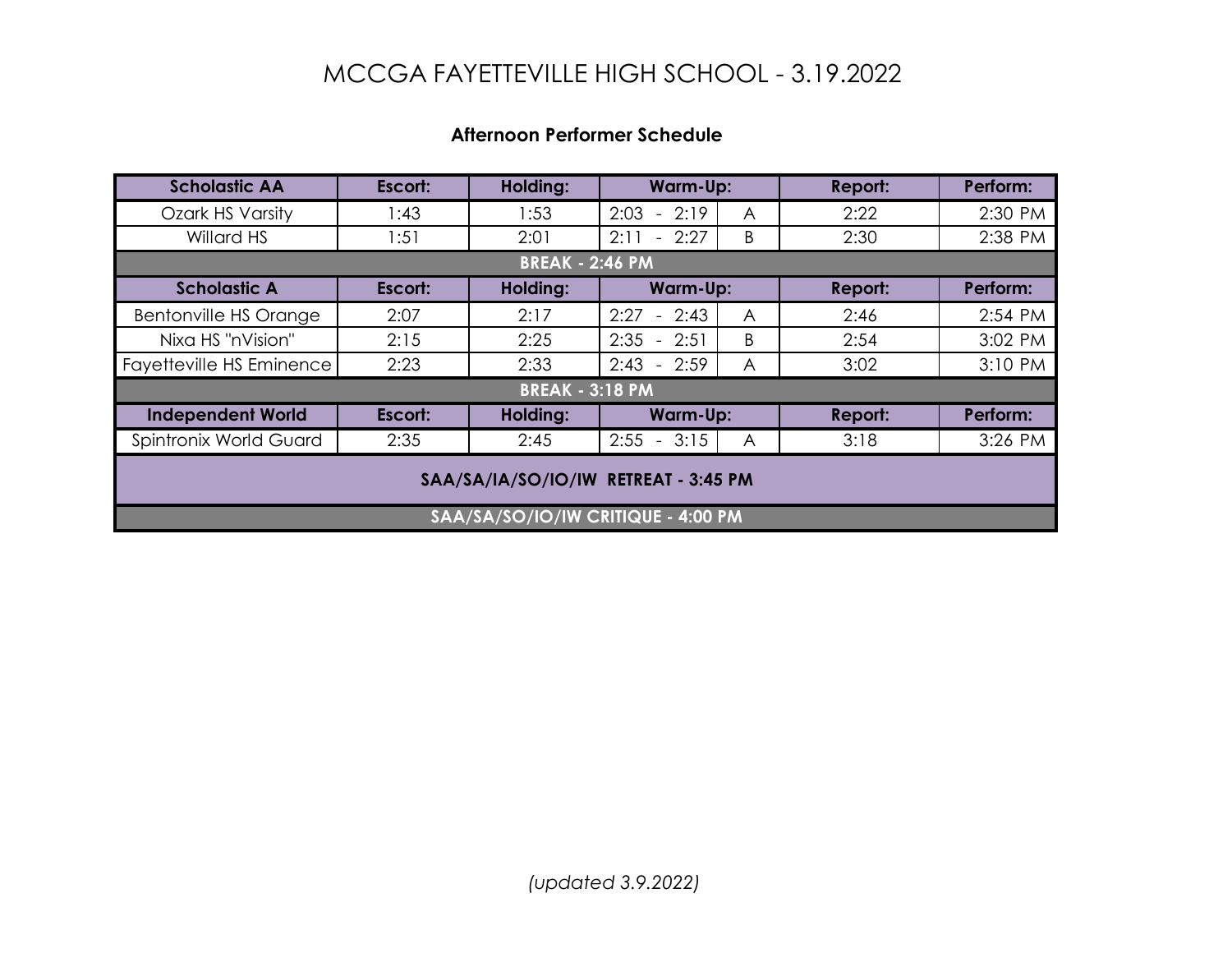# MCCGA FAYETTEVILLE HIGH SCHOOL - 3.19.2022

**Afternoon Performer Schedule**

| Scholastic AA | Escort: | Holding: | Warm-Up: | | Report: | Perform: |
|---|---|---|---|---|---|---|
| Ozark HS Varsity | 1:43 | 1:53 | 2:03 - 2:19 | A | 2:22 | 2:30 PM |
| Willard HS | 1:51 | 2:01 | 2:11 - 2:27 | B | 2:30 | 2:38 PM |
| **BREAK - 2:46 PM** | | | | | | |
| **Scholastic A** | **Escort:** | **Holding:** | **Warm-Up:** | | **Report:** | **Perform:** |
| Bentonville HS Orange | 2:07 | 2:17 | 2:27 - 2:43 | A | 2:46 | 2:54 PM |
| Nixa HS "nVision" | 2:15 | 2:25 | 2:35 - 2:51 | B | 2:54 | 3:02 PM |
| Fayetteville HS Eminence | 2:23 | 2:33 | 2:43 - 2:59 | A | 3:02 | 3:10 PM |
| **BREAK - 3:18 PM** | | | | | | |
| **Independent World** | **Escort:** | **Holding:** | **Warm-Up:** | | **Report:** | **Perform:** |
| Spintronix World Guard | 2:35 | 2:45 | 2:55 - 3:15 | A | 3:18 | 3:26 PM |
| **SAA/SA/IA/SO/IO/IW RETREAT - 3:45 PM** | | | | | | |
| **SAA/SA/SO/IO/IW CRITIQUE - 4:00 PM** | | | | | | |

*(updated 3.9.2022)*